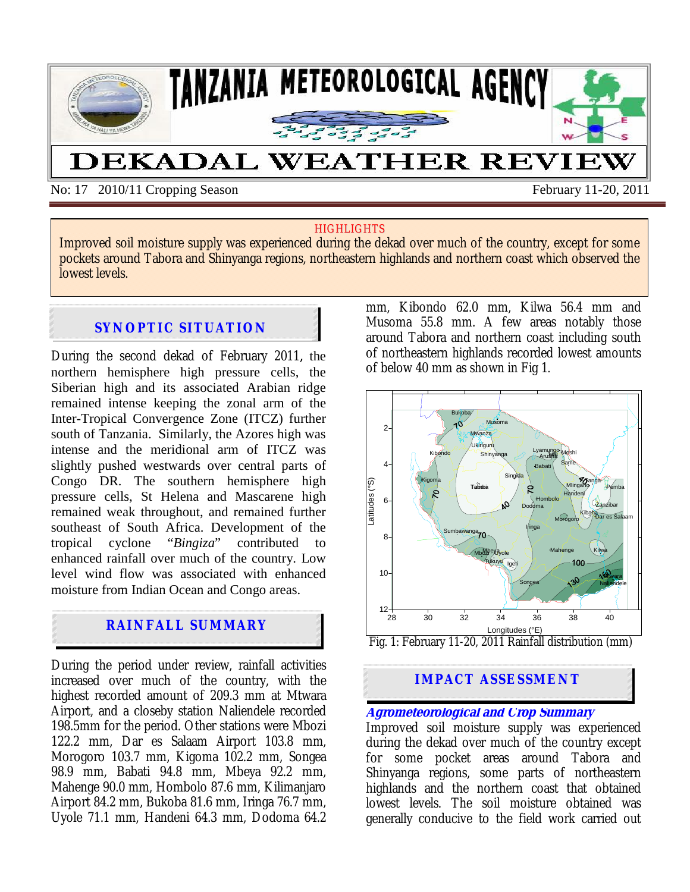# TANZANIA METEOROLOGICAL AGENCY

# DEKADAL WEATHER REVIEW

No: 17 2010/11 Cropping Season — February 11-20, 2011

**HIGHLIGHTS**

Improved soil moisture supply was experienced during the dekad over much of the country, except for some pockets around Tabora and Shinyanga regions, northeastern highlands and northern coast which observed the lowest levels.

## SYNOPTIC SITUATION

During the second dekad of February 2011, the northern hemisphere high pressure cells, the Siberian high and its associated Arabian ridge remained intense keeping the zonal arm of the Inter-Tropical Convergence Zone (ITCZ) further south of Tanzania. Similarly, the Azores high was intense and the meridional arm of ITCZ was slightly pushed westwards over central parts of Congo DR. The southern hemisphere high pressure cells, St Helena and Mascarene high remained weak throughout, and remained further southeast of South Africa. Development of the tropical cyclone "*Bingiza*" contributed to enhanced rainfall over much of the country. Low level wind flow was associated with enhanced moisture from Indian Ocean and Congo areas.

## RAINFALL SUMMARY

During the period under review, rainfall activities increased over much of the country, with the highest recorded amount of 209.3 mm at Mtwara Airport, and a closeby station Naliendele recorded 198.5mm for the period. Other stations were Mbozi 122.2 mm, Dar es Salaam Airport 103.8 mm, Morogoro 103.7 mm, Kigoma 102.2 mm, Songea 98.9 mm, Babati 94.8 mm, Mbeya 92.2 mm, Mahenge 90.0 mm, Hombolo 87.6 mm, Kilimanjaro Airport 84.2 mm, Bukoba 81.6 mm, Iringa 76.7 mm, Uyole 71.1 mm, Handeni 64.3 mm, Dodoma 64.2 mm, Kibondo 62.0 mm, Kilwa 56.4 mm and Musoma 55.8 mm. A few areas notably those around Tabora and northern coast including south of northeastern highlands recorded lowest amounts of below 40 mm as shown in Fig 1.

Fig. 1: February 11-20, 2011 Rainfall distribution (mm)

## IMPACT ASSESSMENT

### *Agrometeorological and Crop Summary*

Improved soil moisture supply was experienced during the dekad over much of the country except for some pocket areas around Tabora and Shinyanga regions, some parts of northeastern highlands and the northern coast that obtained lowest levels. The soil moisture obtained was generally conducive to the field work carried out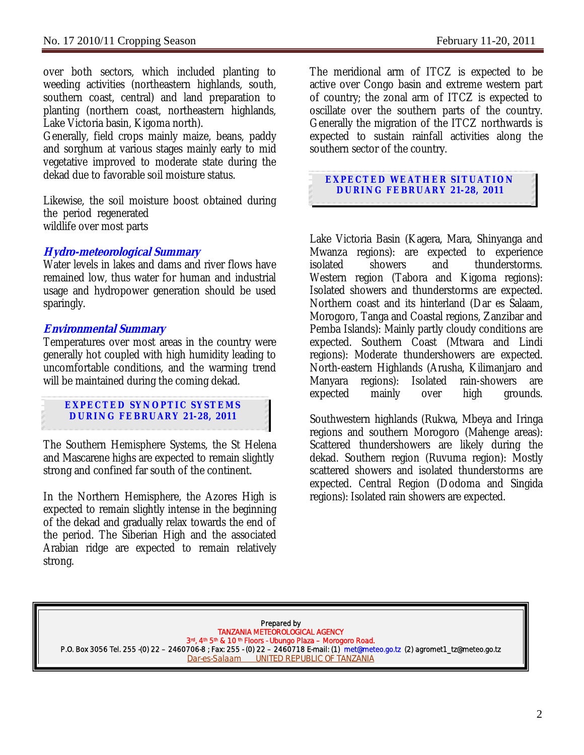over both sectors, which included planting to weeding activities (northeastern highlands, south, southern coast, central) and land preparation to planting (northern coast, northeastern highlands, Lake Victoria basin, Kigoma north).

Generally, field crops mainly maize, beans, paddy and sorghum at various stages mainly early to mid vegetative improved to moderate state during the dekad due to favorable soil moisture status.

Likewise, the soil moisture boost obtained during the period regenerated
wildlife over most parts

### *Hydro-meteorological Summary*

Water levels in lakes and dams and river flows have remained low, thus water for human and industrial usage and hydropower generation should be used sparingly.

### *Environmental Summary*

Temperatures over most areas in the country were generally hot coupled with high humidity leading to uncomfortable conditions, and the warming trend will be maintained during the coming dekad.

## EXPECTED SYNOPTIC SYSTEMS DURING FEBRUARY 21-28, 2011

The Southern Hemisphere Systems, the St Helena and Mascarene highs are expected to remain slightly strong and confined far south of the continent.

In the Northern Hemisphere, the Azores High is expected to remain slightly intense in the beginning of the dekad and gradually relax towards the end of the period. The Siberian High and the associated Arabian ridge are expected to remain relatively strong.

The meridional arm of ITCZ is expected to be active over Congo basin and extreme western part of country; the zonal arm of ITCZ is expected to oscillate over the southern parts of the country. Generally the migration of the ITCZ northwards is expected to sustain rainfall activities along the southern sector of the country.

## EXPECTED WEATHER SITUATION DURING FEBRUARY 21-28, 2011

Lake Victoria Basin (Kagera, Mara, Shinyanga and Mwanza regions): are expected to experience isolated showers and thunderstorms. Western region (Tabora and Kigoma regions): Isolated showers and thunderstorms are expected. Northern coast and its hinterland (Dar es Salaam, Morogoro, Tanga and Coastal regions, Zanzibar and Pemba Islands): Mainly partly cloudy conditions are expected. Southern Coast (Mtwara and Lindi regions): Moderate thundershowers are expected. North-eastern Highlands (Arusha, Kilimanjaro and Manyara regions): Isolated rain-showers are expected mainly over high grounds.

Southwestern highlands (Rukwa, Mbeya and Iringa regions and southern Morogoro (Mahenge areas): Scattered thundershowers are likely during the dekad. Southern region (Ruvuma region): Mostly scattered showers and isolated thunderstorms are expected. Central Region (Dodoma and Singida regions): Isolated rain showers are expected.

Prepared by
TANZANIA METEOROLOGICAL AGENCY
3rd, 4th 5th & 10 th Floors - Ubungo Plaza – Morogoro Road.
P.O. Box 3056 Tel. 255 -(0) 22 – 2460706-8 ; Fax: 255 - (0) 22 – 2460718 E-mail: (1) met@meteo.go.tz (2) agromet1_tz@meteo.go.tz
Dar-es-Salaam UNITED REPUBLIC OF TANZANIA